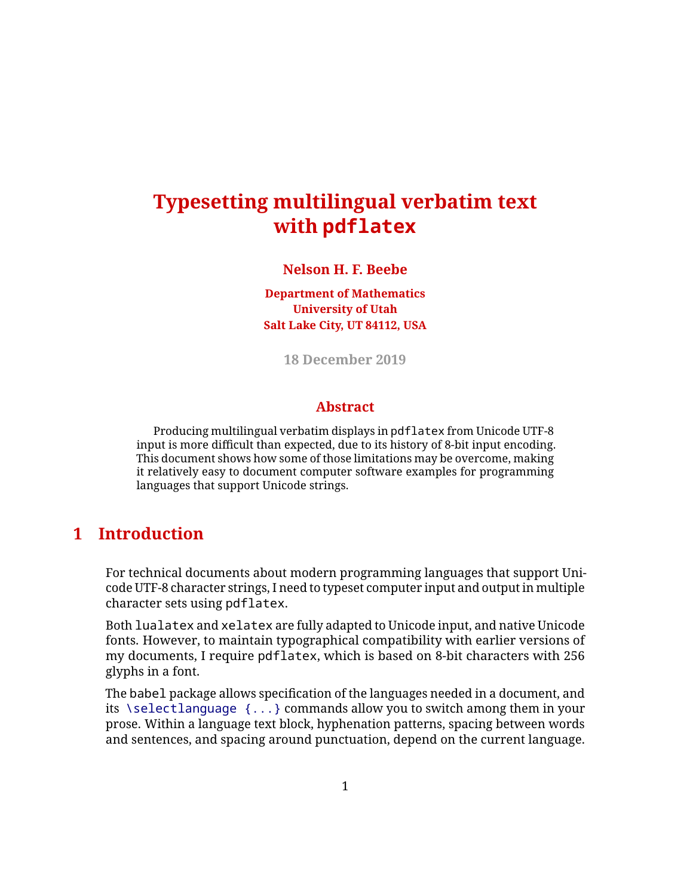# Typesetting multilingual verbatim text with `pdflatex`

**Nelson H. F. Beebe**

**Department of Mathematics**
**University of Utah**
**Salt Lake City, UT 84112, USA**

**18 December 2019**

## Abstract

Producing multilingual verbatim displays in `pdflatex` from Unicode UTF-8 input is more difficult than expected, due to its history of 8-bit input encoding. This document shows how some of those limitations may be overcome, making it relatively easy to document computer software examples for programming languages that support Unicode strings.

## 1 Introduction

For technical documents about modern programming languages that support Unicode UTF-8 character strings, I need to typeset computer input and output in multiple character sets using `pdflatex`.

Both `lualatex` and `xelatex` are fully adapted to Unicode input, and native Unicode fonts. However, to maintain typographical compatibility with earlier versions of my documents, I require `pdflatex`, which is based on 8-bit characters with 256 glyphs in a font.

The `babel` package allows specification of the languages needed in a document, and its `\selectlanguage {...}` commands allow you to switch among them in your prose. Within a language text block, hyphenation patterns, spacing between words and sentences, and spacing around punctuation, depend on the current language.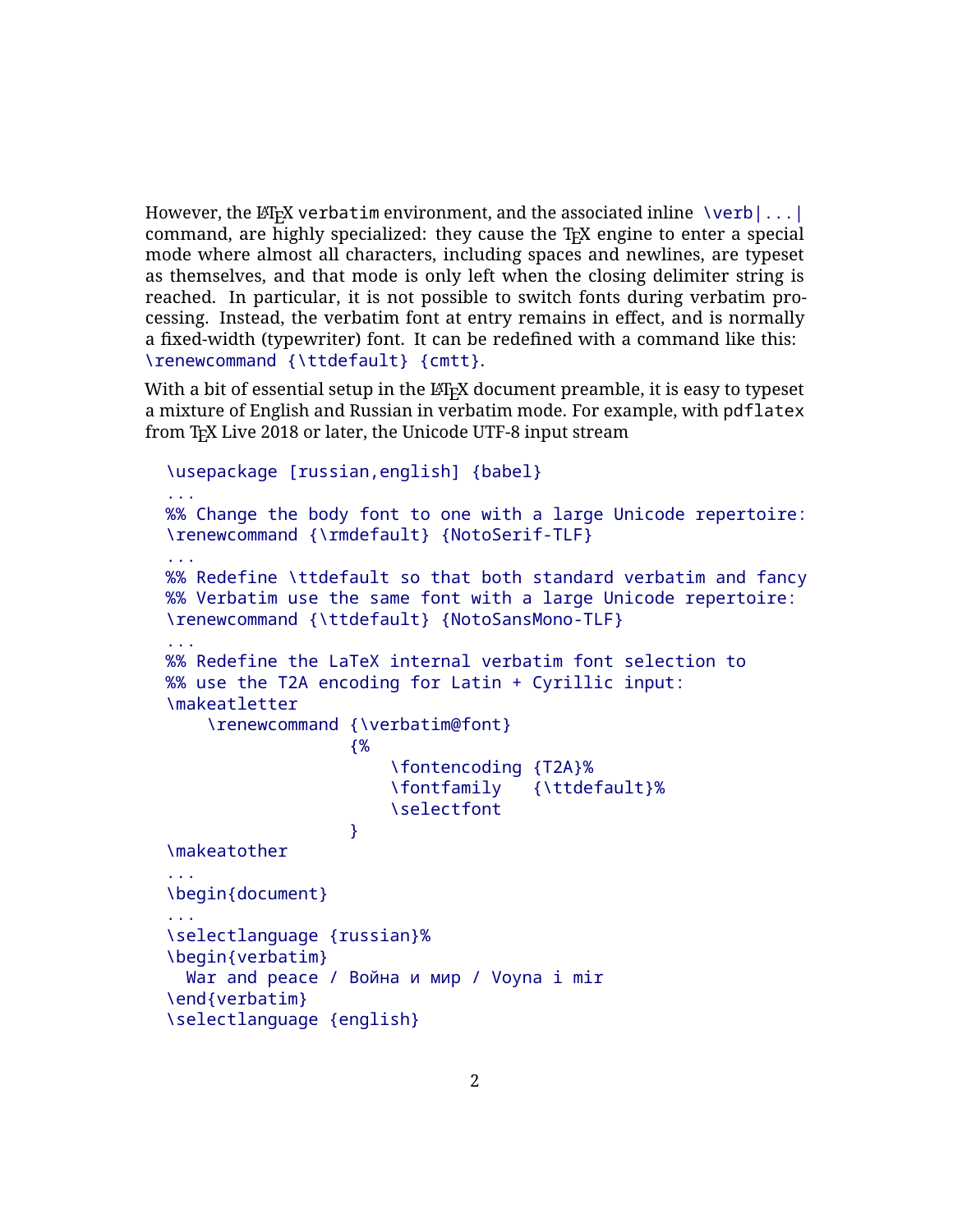However, the LaTeX `verbatim` environment, and the associated inline `\verb|...|` command, are highly specialized: they cause the TeX engine to enter a special mode where almost all characters, including spaces and newlines, are typeset as themselves, and that mode is only left when the closing delimiter string is reached. In particular, it is not possible to switch fonts during verbatim processing. Instead, the verbatim font at entry remains in effect, and is normally a fixed-width (typewriter) font. It can be redefined with a command like this: `\renewcommand {\ttdefault} {cmtt}`.

With a bit of essential setup in the LaTeX document preamble, it is easy to typeset a mixture of English and Russian in verbatim mode. For example, with `pdflatex` from TeX Live 2018 or later, the Unicode UTF-8 input stream

```
\usepackage [russian,english] {babel}
...
%% Change the body font to one with a large Unicode repertoire:
\renewcommand {\rmdefault} {NotoSerif-TLF}
...
%% Redefine \ttdefault so that both standard verbatim and fancy
%% Verbatim use the same font with a large Unicode repertoire:
\renewcommand {\ttdefault} {NotoSansMono-TLF}
...
%% Redefine the LaTeX internal verbatim font selection to
%% use the T2A encoding for Latin + Cyrillic input:
\makeatletter
    \renewcommand {\verbatim@font}
                  {%
                      \fontencoding {T2A}%
                      \fontfamily   {\ttdefault}%
                      \selectfont
                  }
\makeatother
...
\begin{document}
...
\selectlanguage {russian}%
\begin{verbatim}
  War and peace / Война и мир / Voyna i mir
\end{verbatim}
\selectlanguage {english}
```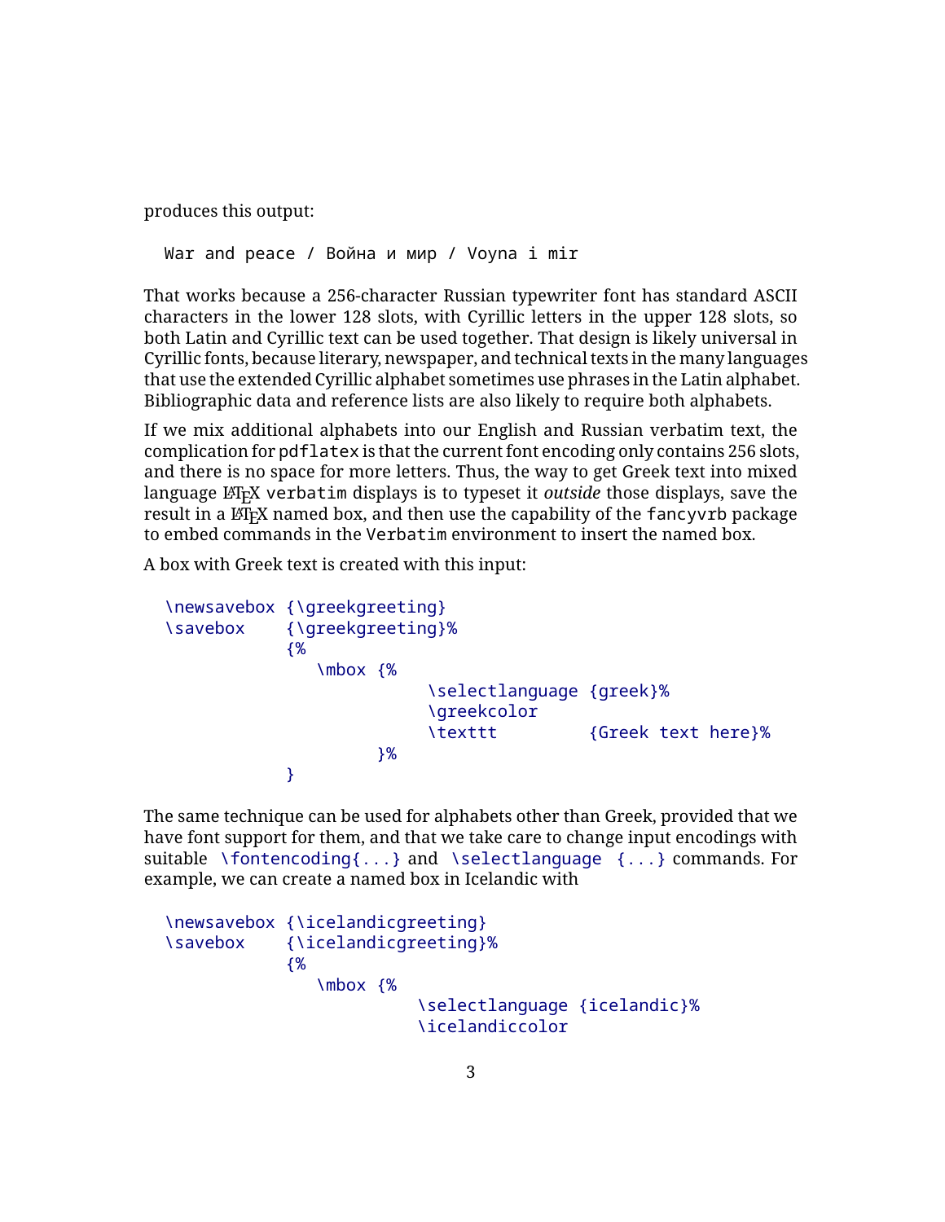produces this output:

```
War and peace / Война и мир / Voyna i mir
```

That works because a 256-character Russian typewriter font has standard ASCII characters in the lower 128 slots, with Cyrillic letters in the upper 128 slots, so both Latin and Cyrillic text can be used together. That design is likely universal in Cyrillic fonts, because literary, newspaper, and technical texts in the many languages that use the extended Cyrillic alphabet sometimes use phrases in the Latin alphabet. Bibliographic data and reference lists are also likely to require both alphabets.

If we mix additional alphabets into our English and Russian verbatim text, the complication for `pdflatex` is that the current font encoding only contains 256 slots, and there is no space for more letters. Thus, the way to get Greek text into mixed language LaTeX `verbatim` displays is to typeset it *outside* those displays, save the result in a LaTeX named box, and then use the capability of the `fancyvrb` package to embed commands in the `Verbatim` environment to insert the named box.

A box with Greek text is created with this input:

```
\newsavebox {\greekgreeting}
\savebox    {\greekgreeting}%
            {%
               \mbox {%
                          \selectlanguage {greek}%
                          \greekcolor
                          \texttt         {Greek text here}%
                     }%
            }
```

The same technique can be used for alphabets other than Greek, provided that we have font support for them, and that we take care to change input encodings with suitable `\fontencoding{...}` and `\selectlanguage {...}` commands. For example, we can create a named box in Icelandic with

```
\newsavebox {\icelandicgreeting}
\savebox    {\icelandicgreeting}%
            {%
               \mbox {%
                         \selectlanguage {icelandic}%
                         \icelandiccolor
```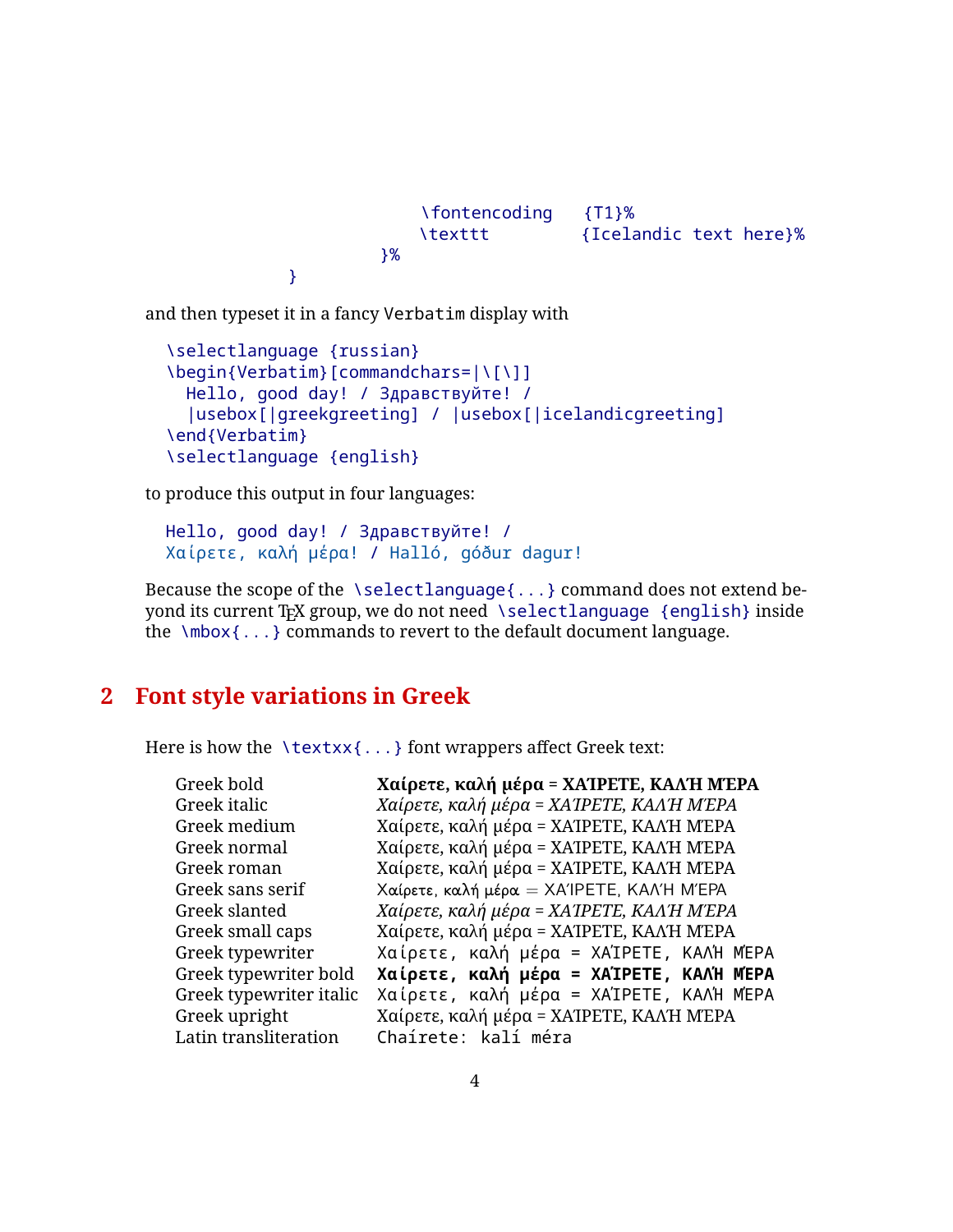```
                        \fontencoding   {T1}%
                        \texttt         {Icelandic text here}%
                    }%
          }
```

and then typeset it in a fancy Verbatim display with

```
\selectlanguage {russian}
\begin{Verbatim}[commandchars=|\[\]]
  Hello, good day! / Здравствуйте! /
  |usebox[|greekgreeting] / |usebox[|icelandicgreeting]
\end{Verbatim}
\selectlanguage {english}
```

to produce this output in four languages:

```
Hello, good day! / Здравствуйте! /
Χαίρετε, καλή μέρα! / Halló, góður dagur!
```

Because the scope of the `\selectlanguage{...}` command does not extend beyond its current TeX group, we do not need `\selectlanguage {english}` inside the `\mbox{...}` commands to revert to the default document language.

## 2 Font style variations in Greek

Here is how the `\textxx{...}` font wrappers affect Greek text:

| | |
|---|---|
| Greek bold | **Χαίρετε, καλή μέρα = ΧΑΊΡΕΤΕ, ΚΑΛΉ ΜΈΡΑ** |
| Greek italic | *Χαίρετε, καλή μέρα = ΧΑΊΡΕΤΕ, ΚΑΛΉ ΜΈΡΑ* |
| Greek medium | Χαίρετε, καλή μέρα = ΧΑΊΡΕΤΕ, ΚΑΛΉ ΜΈΡΑ |
| Greek normal | Χαίρετε, καλή μέρα = ΧΑΊΡΕΤΕ, ΚΑΛΉ ΜΈΡΑ |
| Greek roman | Χαίρετε, καλή μέρα = ΧΑΊΡΕΤΕ, ΚΑΛΉ ΜΈΡΑ |
| Greek sans serif | Χαίρετε, καλή μέρα = ΧΑΊΡΕΤΕ, ΚΑΛΉ ΜΈΡΑ |
| Greek slanted | *Χαίρετε, καλή μέρα = ΧΑΊΡΕΤΕ, ΚΑΛΉ ΜΈΡΑ* |
| Greek small caps | Χαίρετε, καλή μέρα = ΧΑΊΡΕΤΕ, ΚΑΛΉ ΜΈΡΑ |
| Greek typewriter | `Χαίρετε, καλή μέρα = ΧΑΊΡΕΤΕ, ΚΑΛΉ ΜΈΡΑ` |
| Greek typewriter bold | **`Χαίρετε, καλή μέρα = ΧΑΊΡΕΤΕ, ΚΑΛΉ ΜΈΡΑ`** |
| Greek typewriter italic | `Χαίρετε, καλή μέρα = ΧΑΊΡΕΤΕ, ΚΑΛΉ ΜΈΡΑ` |
| Greek upright | Χαίρετε, καλή μέρα = ΧΑΊΡΕΤΕ, ΚΑΛΉ ΜΈΡΑ |
| Latin transliteration | `Chaírete: kalí méra` |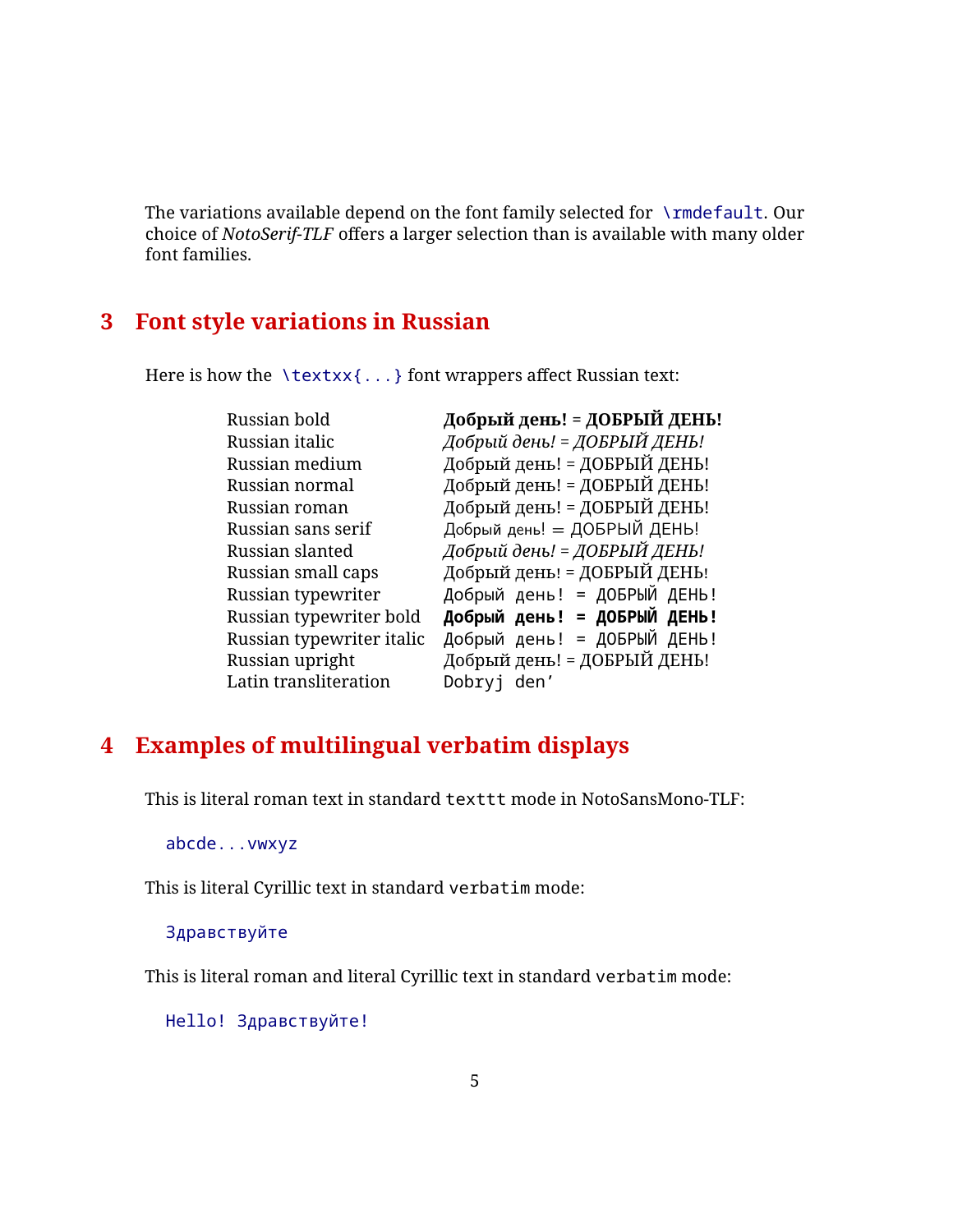The variations available depend on the font family selected for `\rmdefault`. Our choice of *NotoSerif-TLF* offers a larger selection than is available with many older font families.

## 3 Font style variations in Russian

Here is how the `\textxx{...}` font wrappers affect Russian text:

| | |
|---|---|
| Russian bold | **Добрый день! = ДОБРЫЙ ДЕНЬ!** |
| Russian italic | *Добрый день! = ДОБРЫЙ ДЕНЬ!* |
| Russian medium | Добрый день! = ДОБРЫЙ ДЕНЬ! |
| Russian normal | Добрый день! = ДОБРЫЙ ДЕНЬ! |
| Russian roman | Добрый день! = ДОБРЫЙ ДЕНЬ! |
| Russian sans serif | Добрый день! = ДОБРЫЙ ДЕНЬ! |
| Russian slanted | *Добрый день! = ДОБРЫЙ ДЕНЬ!* |
| Russian small caps | Добрый день! = ДОБРЫЙ ДЕНЬ! |
| Russian typewriter | `Добрый день! = ДОБРЫЙ ДЕНЬ!` |
| Russian typewriter bold | **`Добрый день! = ДОБРЫЙ ДЕНЬ!`** |
| Russian typewriter italic | `Добрый день! = ДОБРЫЙ ДЕНЬ!` |
| Russian upright | Добрый день! = ДОБРЫЙ ДЕНЬ! |
| Latin transliteration | `Dobryj den’` |

## 4 Examples of multilingual verbatim displays

This is literal roman text in standard `texttt` mode in NotoSansMono-TLF:

```
abcde...vwxyz
```

This is literal Cyrillic text in standard `verbatim` mode:

```
Здравствуйте
```

This is literal roman and literal Cyrillic text in standard `verbatim` mode:

```
Hello! Здравствуйте!
```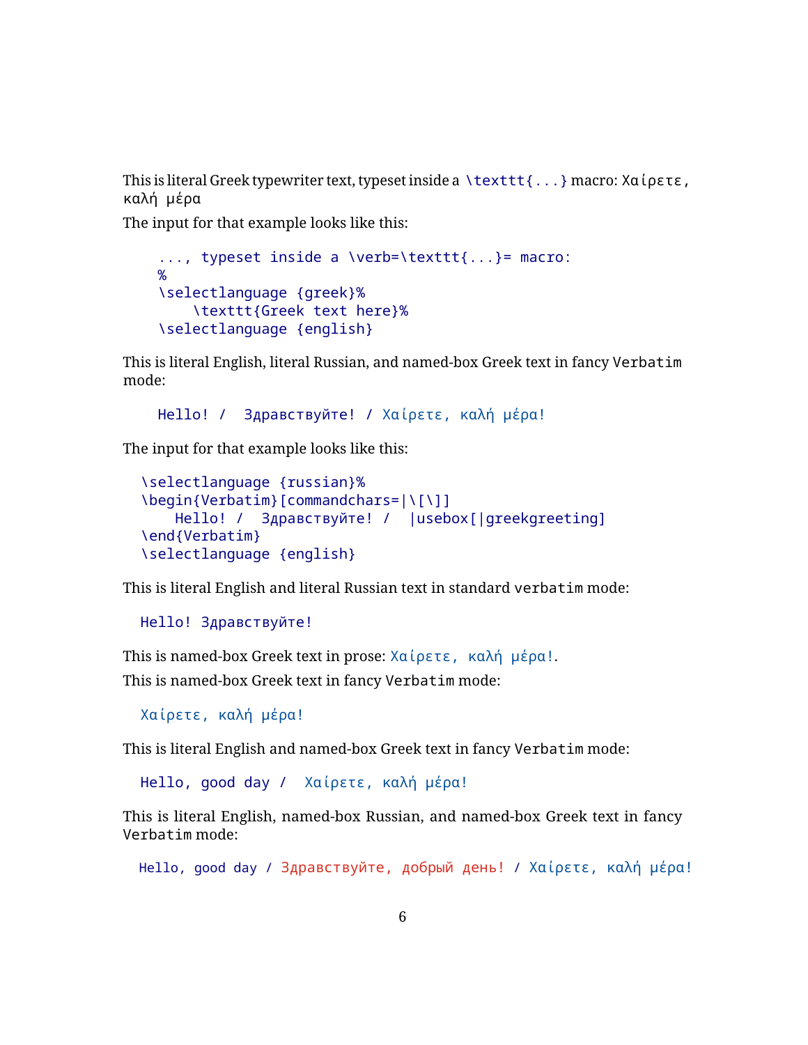This is literal Greek typewriter text, typeset inside a `\texttt{...}` macro: `Χαίρετε, καλή μέρα`

The input for that example looks like this:

```
..., typeset inside a \verb=\texttt{...}= macro:
%
\selectlanguage {greek}%
    \texttt{Greek text here}%
\selectlanguage {english}
```

This is literal English, literal Russian, and named-box Greek text in fancy `Verbatim` mode:

```
Hello! /  Здравствуйте! / Χαίρετε, καλή μέρα!
```

The input for that example looks like this:

```
\selectlanguage {russian}%
\begin{Verbatim}[commandchars=|\[\]]
    Hello! /  Здравствуйте! /  |usebox[|greekgreeting]
\end{Verbatim}
\selectlanguage {english}
```

This is literal English and literal Russian text in standard `verbatim` mode:

```
Hello! Здравствуйте!
```

This is named-box Greek text in prose: `Χαίρετε, καλή μέρα!`.

This is named-box Greek text in fancy `Verbatim` mode:

```
Χαίρετε, καλή μέρα!
```

This is literal English and named-box Greek text in fancy `Verbatim` mode:

```
Hello, good day /  Χαίρετε, καλή μέρα!
```

This is literal English, named-box Russian, and named-box Greek text in fancy `Verbatim` mode:

```
Hello, good day / Здравствуйте, добрый день! / Χαίρετε, καλή μέρα!
```